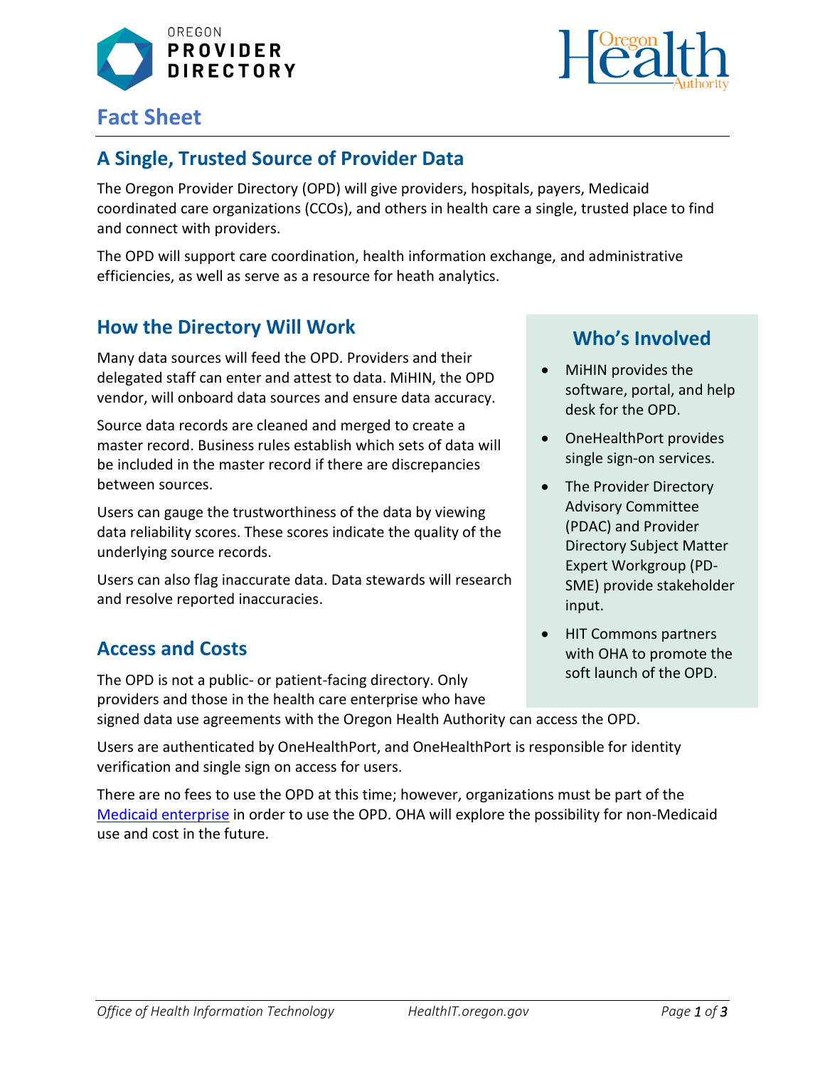OREGON
**PROVIDER DIRECTORY**

Oregon Health Authority

# Fact Sheet

## A Single, Trusted Source of Provider Data

The Oregon Provider Directory (OPD) will give providers, hospitals, payers, Medicaid coordinated care organizations (CCOs), and others in health care a single, trusted place to find and connect with providers.

The OPD will support care coordination, health information exchange, and administrative efficiencies, as well as serve as a resource for heath analytics.

## How the Directory Will Work

Many data sources will feed the OPD. Providers and their delegated staff can enter and attest to data. MiHIN, the OPD vendor, will onboard data sources and ensure data accuracy.

Source data records are cleaned and merged to create a master record. Business rules establish which sets of data will be included in the master record if there are discrepancies between sources.

Users can gauge the trustworthiness of the data by viewing data reliability scores. These scores indicate the quality of the underlying source records.

Users can also flag inaccurate data. Data stewards will research and resolve reported inaccuracies.

## Access and Costs

The OPD is not a public- or patient-facing directory. Only providers and those in the health care enterprise who have signed data use agreements with the Oregon Health Authority can access the OPD.

Users are authenticated by OneHealthPort, and OneHealthPort is responsible for identity verification and single sign on access for users.

There are no fees to use the OPD at this time; however, organizations must be part of the [Medicaid enterprise]() in order to use the OPD. OHA will explore the possibility for non-Medicaid use and cost in the future.

## Who's Involved

- MiHIN provides the software, portal, and help desk for the OPD.
- OneHealthPort provides single sign-on services.
- The Provider Directory Advisory Committee (PDAC) and Provider Directory Subject Matter Expert Workgroup (PD-SME) provide stakeholder input.
- HIT Commons partners with OHA to promote the soft launch of the OPD.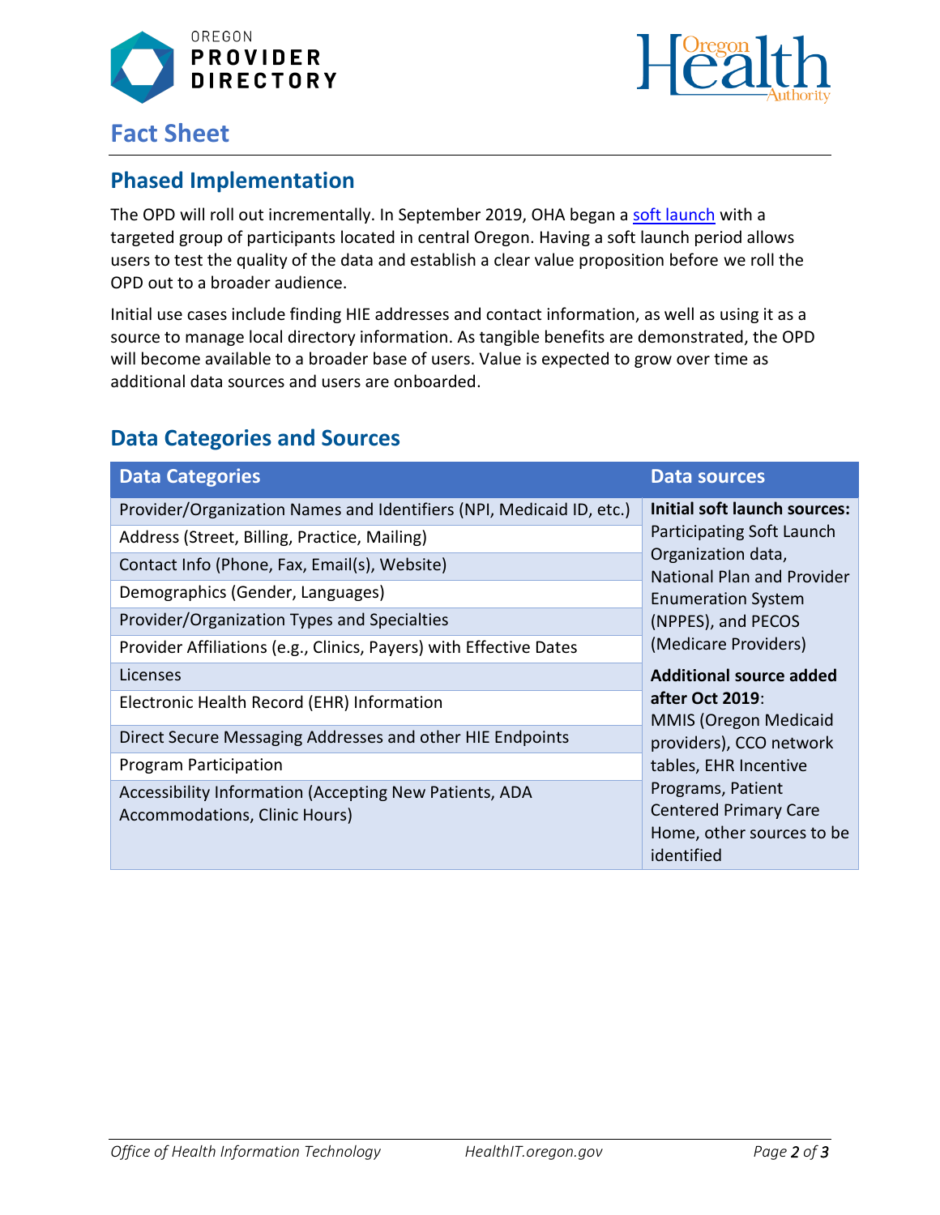# Fact Sheet

## Phased Implementation

The OPD will roll out incrementally. In September 2019, OHA began a soft launch with a targeted group of participants located in central Oregon. Having a soft launch period allows users to test the quality of the data and establish a clear value proposition before we roll the OPD out to a broader audience.

Initial use cases include finding HIE addresses and contact information, as well as using it as a source to manage local directory information. As tangible benefits are demonstrated, the OPD will become available to a broader base of users. Value is expected to grow over time as additional data sources and users are onboarded.

## Data Categories and Sources

| Data Categories | Data sources |
|---|---|
| Provider/Organization Names and Identifiers (NPI, Medicaid ID, etc.) | **Initial soft launch sources:** Participating Soft Launch Organization data, National Plan and Provider Enumeration System (NPPES), and PECOS (Medicare Providers) |
| Address (Street, Billing, Practice, Mailing) | |
| Contact Info (Phone, Fax, Email(s), Website) | |
| Demographics (Gender, Languages) | |
| Provider/Organization Types and Specialties | |
| Provider Affiliations (e.g., Clinics, Payers) with Effective Dates | |
| Licenses | **Additional source added after Oct 2019**: MMIS (Oregon Medicaid providers), CCO network tables, EHR Incentive Programs, Patient Centered Primary Care Home, other sources to be identified |
| Electronic Health Record (EHR) Information | |
| Direct Secure Messaging Addresses and other HIE Endpoints | |
| Program Participation | |
| Accessibility Information (Accepting New Patients, ADA Accommodations, Clinic Hours) | |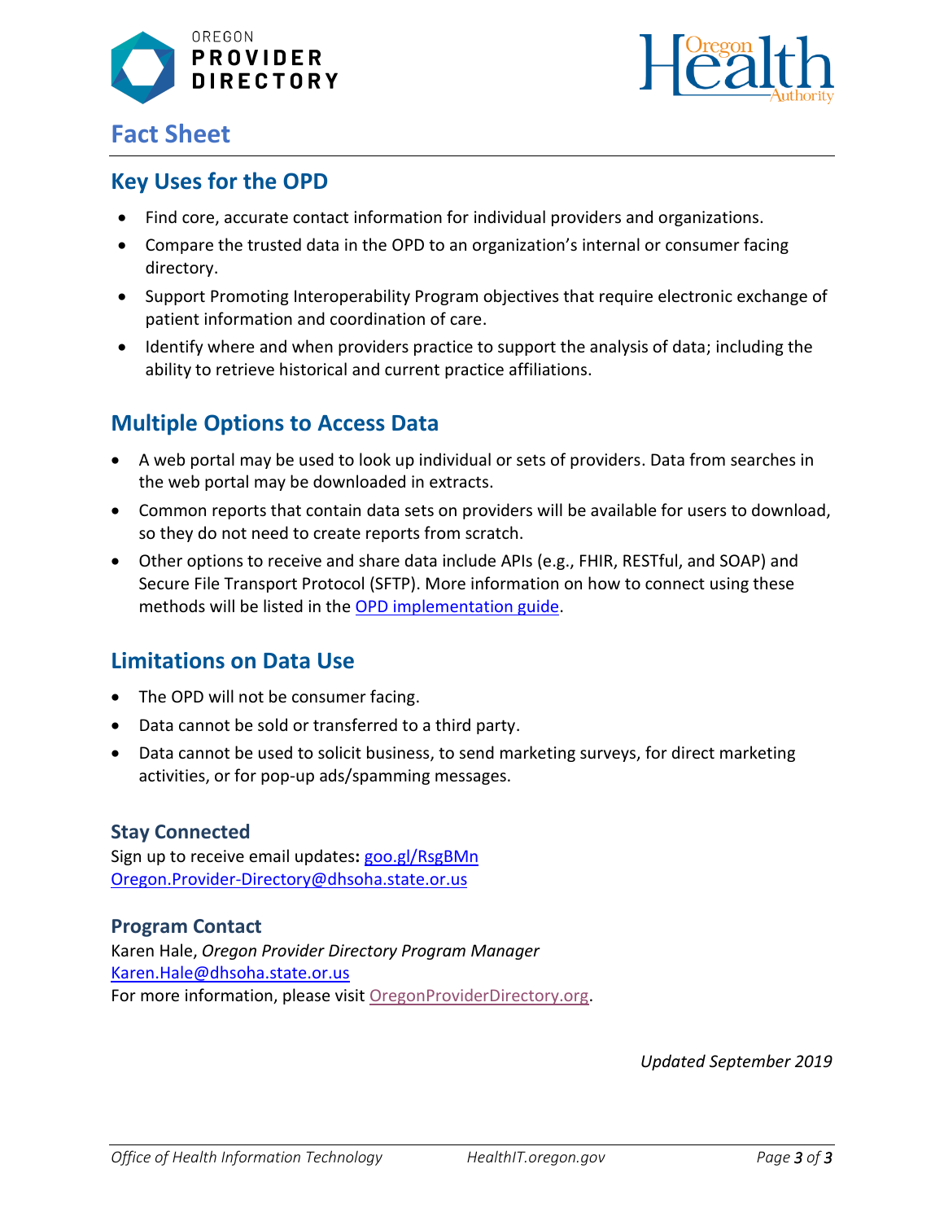# Fact Sheet

## Key Uses for the OPD

- Find core, accurate contact information for individual providers and organizations.
- Compare the trusted data in the OPD to an organization's internal or consumer facing directory.
- Support Promoting Interoperability Program objectives that require electronic exchange of patient information and coordination of care.
- Identify where and when providers practice to support the analysis of data; including the ability to retrieve historical and current practice affiliations.

## Multiple Options to Access Data

- A web portal may be used to look up individual or sets of providers. Data from searches in the web portal may be downloaded in extracts.
- Common reports that contain data sets on providers will be available for users to download, so they do not need to create reports from scratch.
- Other options to receive and share data include APIs (e.g., FHIR, RESTful, and SOAP) and Secure File Transport Protocol (SFTP). More information on how to connect using these methods will be listed in the OPD implementation guide.

## Limitations on Data Use

- The OPD will not be consumer facing.
- Data cannot be sold or transferred to a third party.
- Data cannot be used to solicit business, to send marketing surveys, for direct marketing activities, or for pop-up ads/spamming messages.

### Stay Connected

Sign up to receive email updates**:** goo.gl/RsgBMn
Oregon.Provider-Directory@dhsoha.state.or.us

### Program Contact

Karen Hale, *Oregon Provider Directory Program Manager*
Karen.Hale@dhsoha.state.or.us
For more information, please visit OregonProviderDirectory.org.

*Updated September 2019*